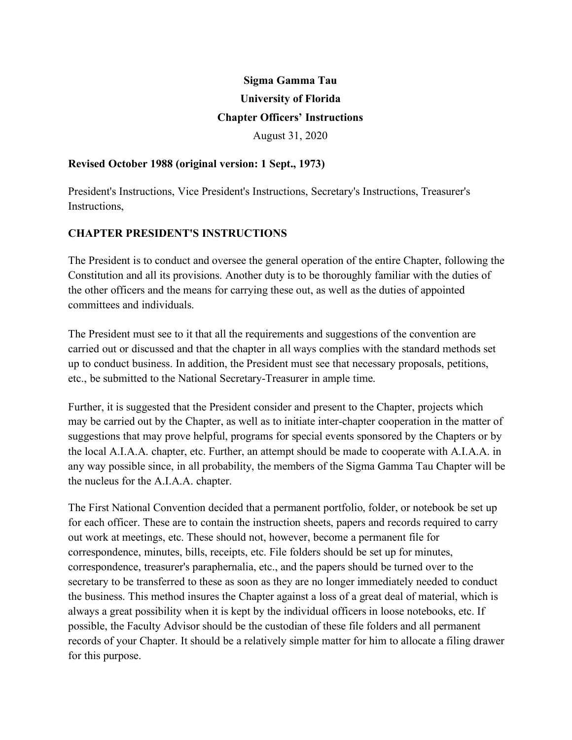# Sigma Gamma Tau

## University of Florida

## Chapter Officers' Instructions

August 31, 2020

**Revised October 1988 (original version: 1 Sept., 1973)**

President's Instructions, Vice President's Instructions, Secretary's Instructions, Treasurer's Instructions,

## CHAPTER PRESIDENT'S INSTRUCTIONS

The President is to conduct and oversee the general operation of the entire Chapter, following the Constitution and all its provisions. Another duty is to be thoroughly familiar with the duties of the other officers and the means for carrying these out, as well as the duties of appointed committees and individuals.

The President must see to it that all the requirements and suggestions of the convention are carried out or discussed and that the chapter in all ways complies with the standard methods set up to conduct business. In addition, the President must see that necessary proposals, petitions, etc., be submitted to the National Secretary-Treasurer in ample time.

Further, it is suggested that the President consider and present to the Chapter, projects which may be carried out by the Chapter, as well as to initiate inter-chapter cooperation in the matter of suggestions that may prove helpful, programs for special events sponsored by the Chapters or by the local A.I.A.A. chapter, etc. Further, an attempt should be made to cooperate with A.I.A.A. in any way possible since, in all probability, the members of the Sigma Gamma Tau Chapter will be the nucleus for the A.I.A.A. chapter.

The First National Convention decided that a permanent portfolio, folder, or notebook be set up for each officer. These are to contain the instruction sheets, papers and records required to carry out work at meetings, etc. These should not, however, become a permanent file for correspondence, minutes, bills, receipts, etc. File folders should be set up for minutes, correspondence, treasurer's paraphernalia, etc., and the papers should be turned over to the secretary to be transferred to these as soon as they are no longer immediately needed to conduct the business. This method insures the Chapter against a loss of a great deal of material, which is always a great possibility when it is kept by the individual officers in loose notebooks, etc. If possible, the Faculty Advisor should be the custodian of these file folders and all permanent records of your Chapter. It should be a relatively simple matter for him to allocate a filing drawer for this purpose.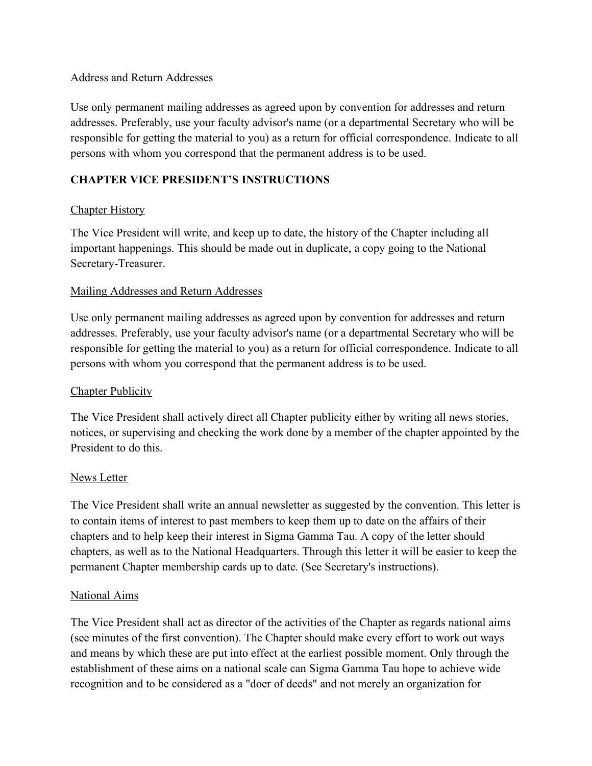Address and Return Addresses

Use only permanent mailing addresses as agreed upon by convention for addresses and return addresses. Preferably, use your faculty advisor's name (or a departmental Secretary who will be responsible for getting the material to you) as a return for official correspondence. Indicate to all persons with whom you correspond that the permanent address is to be used.

## CHAPTER VICE PRESIDENT'S INSTRUCTIONS

Chapter History

The Vice President will write, and keep up to date, the history of the Chapter including all important happenings. This should be made out in duplicate, a copy going to the National Secretary-Treasurer.

Mailing Addresses and Return Addresses

Use only permanent mailing addresses as agreed upon by convention for addresses and return addresses. Preferably, use your faculty advisor's name (or a departmental Secretary who will be responsible for getting the material to you) as a return for official correspondence. Indicate to all persons with whom you correspond that the permanent address is to be used.

Chapter Publicity

The Vice President shall actively direct all Chapter publicity either by writing all news stories, notices, or supervising and checking the work done by a member of the chapter appointed by the President to do this.

News Letter

The Vice President shall write an annual newsletter as suggested by the convention. This letter is to contain items of interest to past members to keep them up to date on the affairs of their chapters and to help keep their interest in Sigma Gamma Tau. A copy of the letter should chapters, as well as to the National Headquarters. Through this letter it will be easier to keep the permanent Chapter membership cards up to date. (See Secretary's instructions).

National Aims

The Vice President shall act as director of the activities of the Chapter as regards national aims (see minutes of the first convention). The Chapter should make every effort to work out ways and means by which these are put into effect at the earliest possible moment. Only through the establishment of these aims on a national scale can Sigma Gamma Tau hope to achieve wide recognition and to be considered as a "doer of deeds" and not merely an organization for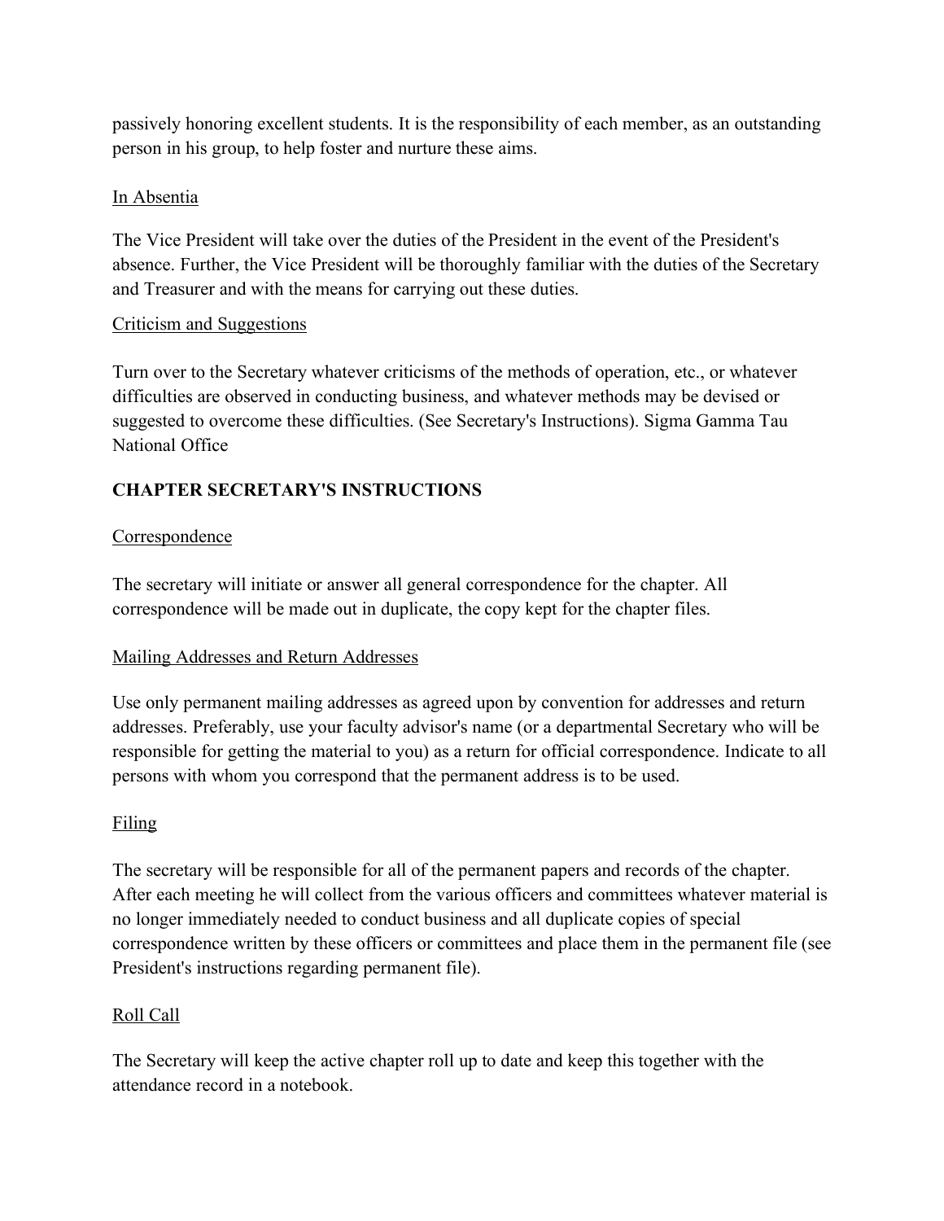passively honoring excellent students. It is the responsibility of each member, as an outstanding person in his group, to help foster and nurture these aims.

In Absentia

The Vice President will take over the duties of the President in the event of the President's absence. Further, the Vice President will be thoroughly familiar with the duties of the Secretary and Treasurer and with the means for carrying out these duties.

Criticism and Suggestions

Turn over to the Secretary whatever criticisms of the methods of operation, etc., or whatever difficulties are observed in conducting business, and whatever methods may be devised or suggested to overcome these difficulties. (See Secretary's Instructions). Sigma Gamma Tau National Office

## CHAPTER SECRETARY'S INSTRUCTIONS

Correspondence

The secretary will initiate or answer all general correspondence for the chapter. All correspondence will be made out in duplicate, the copy kept for the chapter files.

Mailing Addresses and Return Addresses

Use only permanent mailing addresses as agreed upon by convention for addresses and return addresses. Preferably, use your faculty advisor's name (or a departmental Secretary who will be responsible for getting the material to you) as a return for official correspondence. Indicate to all persons with whom you correspond that the permanent address is to be used.

Filing

The secretary will be responsible for all of the permanent papers and records of the chapter. After each meeting he will collect from the various officers and committees whatever material is no longer immediately needed to conduct business and all duplicate copies of special correspondence written by these officers or committees and place them in the permanent file (see President's instructions regarding permanent file).

Roll Call

The Secretary will keep the active chapter roll up to date and keep this together with the attendance record in a notebook.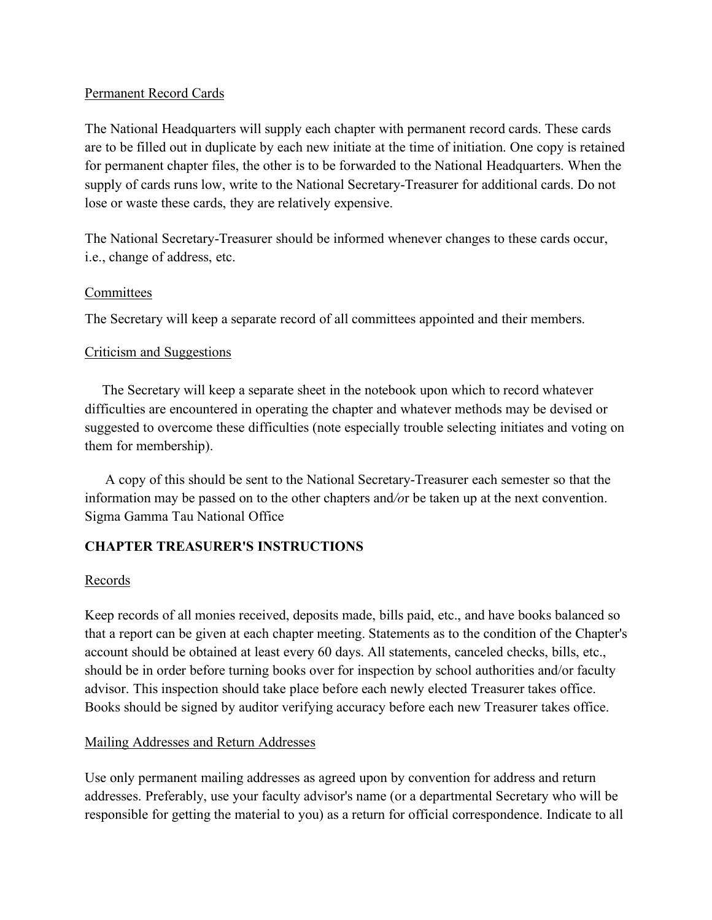Permanent Record Cards

The National Headquarters will supply each chapter with permanent record cards. These cards are to be filled out in duplicate by each new initiate at the time of initiation. One copy is retained for permanent chapter files, the other is to be forwarded to the National Headquarters. When the supply of cards runs low, write to the National Secretary-Treasurer for additional cards. Do not lose or waste these cards, they are relatively expensive.

The National Secretary-Treasurer should be informed whenever changes to these cards occur, i.e., change of address, etc.

Committees

The Secretary will keep a separate record of all committees appointed and their members.

Criticism and Suggestions

The Secretary will keep a separate sheet in the notebook upon which to record whatever difficulties are encountered in operating the chapter and whatever methods may be devised or suggested to overcome these difficulties (note especially trouble selecting initiates and voting on them for membership).

A copy of this should be sent to the National Secretary-Treasurer each semester so that the information may be passed on to the other chapters and/or be taken up at the next convention.
Sigma Gamma Tau National Office

**CHAPTER TREASURER'S INSTRUCTIONS**

Records

Keep records of all monies received, deposits made, bills paid, etc., and have books balanced so that a report can be given at each chapter meeting. Statements as to the condition of the Chapter's account should be obtained at least every 60 days. All statements, canceled checks, bills, etc., should be in order before turning books over for inspection by school authorities and/or faculty advisor. This inspection should take place before each newly elected Treasurer takes office. Books should be signed by auditor verifying accuracy before each new Treasurer takes office.

Mailing Addresses and Return Addresses

Use only permanent mailing addresses as agreed upon by convention for address and return addresses. Preferably, use your faculty advisor's name (or a departmental Secretary who will be responsible for getting the material to you) as a return for official correspondence. Indicate to all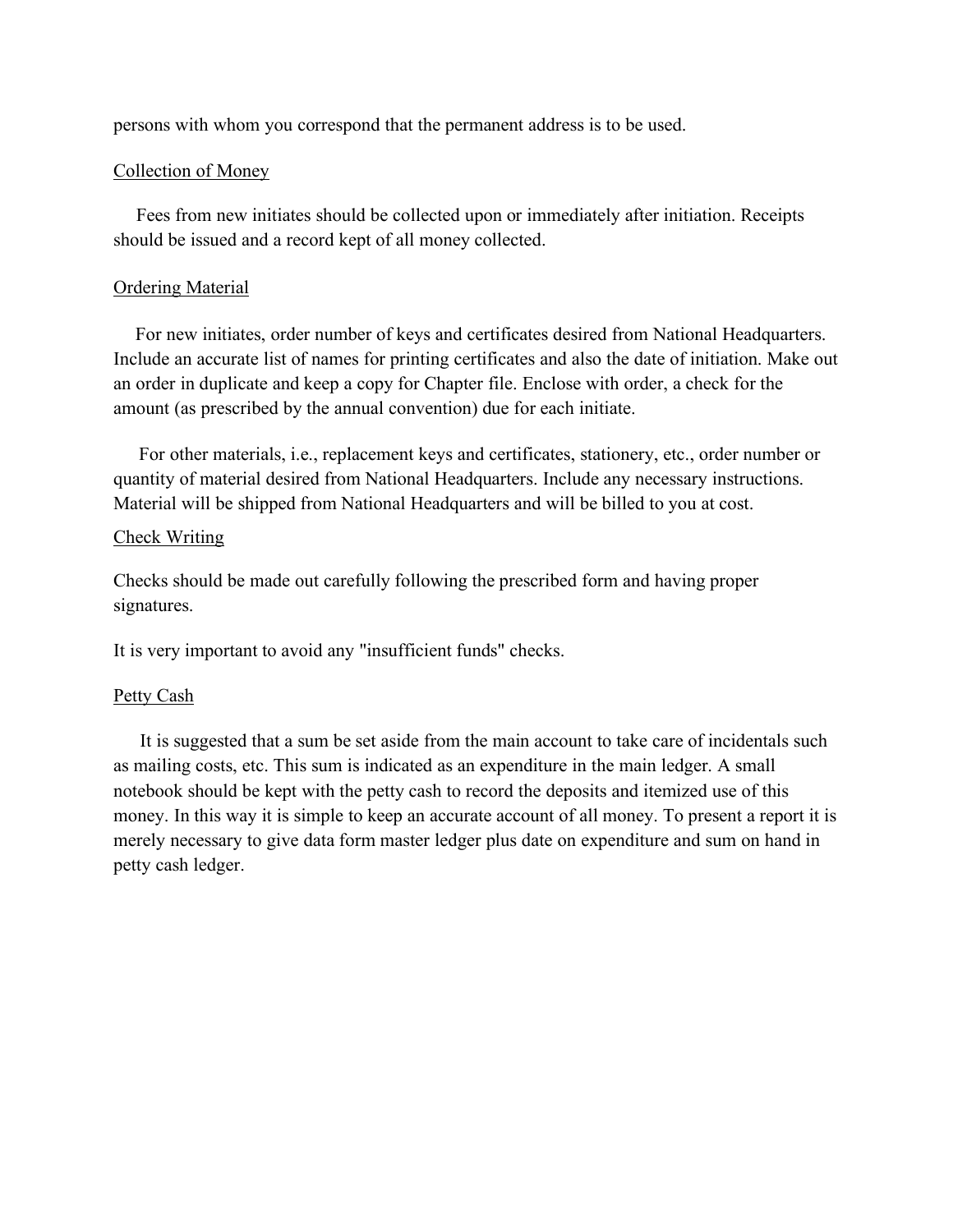persons with whom you correspond that the permanent address is to be used.

## Collection of Money

Fees from new initiates should be collected upon or immediately after initiation. Receipts should be issued and a record kept of all money collected.

## Ordering Material

For new initiates, order number of keys and certificates desired from National Headquarters. Include an accurate list of names for printing certificates and also the date of initiation. Make out an order in duplicate and keep a copy for Chapter file. Enclose with order, a check for the amount (as prescribed by the annual convention) due for each initiate.

For other materials, i.e., replacement keys and certificates, stationery, etc., order number or quantity of material desired from National Headquarters. Include any necessary instructions. Material will be shipped from National Headquarters and will be billed to you at cost.

## Check Writing

Checks should be made out carefully following the prescribed form and having proper signatures.

It is very important to avoid any "insufficient funds" checks.

## Petty Cash

It is suggested that a sum be set aside from the main account to take care of incidentals such as mailing costs, etc. This sum is indicated as an expenditure in the main ledger. A small notebook should be kept with the petty cash to record the deposits and itemized use of this money. In this way it is simple to keep an accurate account of all money. To present a report it is merely necessary to give data form master ledger plus date on expenditure and sum on hand in petty cash ledger.